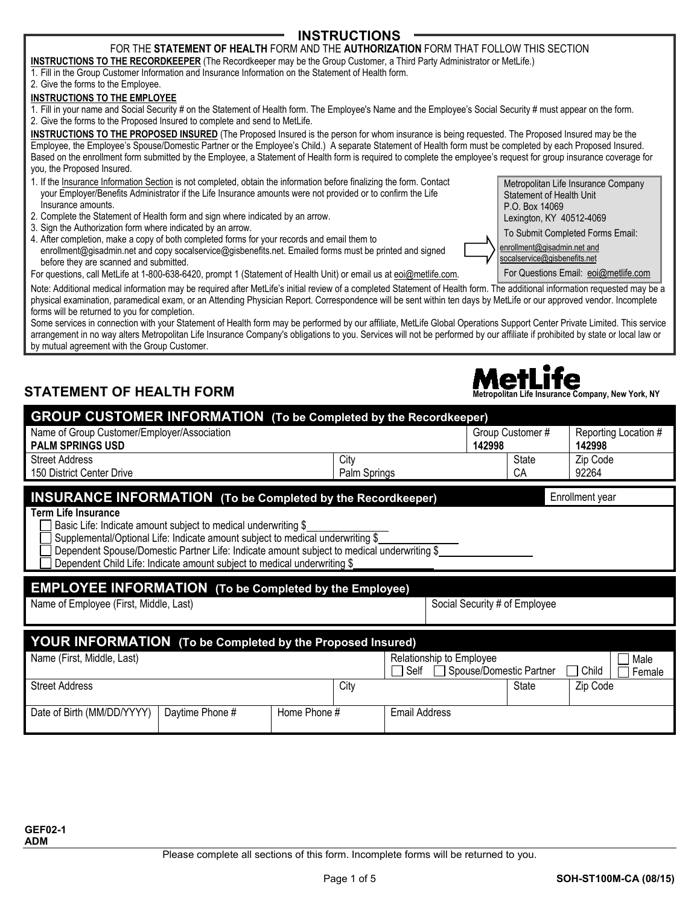## INSTRUCTIONS

FOR THE **STATEMENT OF HEALTH** FORM AND THE **AUTHORIZATION** FORM THAT FOLLOW THIS SECTION

**INSTRUCTIONS TO THE RECORDKEEPER** (The Recordkeeper may be the Group Customer, a Third Party Administrator or MetLife.)

1. Fill in the Group Customer Information and Insurance Information on the Statement of Health form.
2. Give the forms to the Employee.

**INSTRUCTIONS TO THE EMPLOYEE**

1. Fill in your name and Social Security # on the Statement of Health form. The Employee's Name and the Employee's Social Security # must appear on the form.
2. Give the forms to the Proposed Insured to complete and send to MetLife.

**INSTRUCTIONS TO THE PROPOSED INSURED** (The Proposed Insured is the person for whom insurance is being requested. The Proposed Insured may be the Employee, the Employee's Spouse/Domestic Partner or the Employee's Child.) A separate Statement of Health form must be completed by each Proposed Insured. Based on the enrollment form submitted by the Employee, a Statement of Health form is required to complete the employee's request for group insurance coverage for you, the Proposed Insured.

1. If the Insurance Information Section is not completed, obtain the information before finalizing the form. Contact your Employer/Benefits Administrator if the Life Insurance amounts were not provided or to confirm the Life Insurance amounts.
2. Complete the Statement of Health form and sign where indicated by an arrow.
3. Sign the Authorization form where indicated by an arrow.
4. After completion, make a copy of both completed forms for your records and email them to enrollment@gisadmin.net and copy socalservice@gisbenefits.net. Emailed forms must be printed and signed before they are scanned and submitted.

For questions, call MetLife at 1-800-638-6420, prompt 1 (Statement of Health Unit) or email us at eoi@metlife.com.

Metropolitan Life Insurance Company
Statement of Health Unit
P.O. Box 14069
Lexington, KY 40512-4069

To Submit Completed Forms Email:
enrollment@gisadmin.net and
socalservice@gisbenefits.net

For Questions Email: eoi@metlife.com

Note: Additional medical information may be required after MetLife's initial review of a completed Statement of Health form. The additional information requested may be a physical examination, paramedical exam, or an Attending Physician Report. Correspondence will be sent within ten days by MetLife or our approved vendor. Incomplete forms will be returned to you for completion.

Some services in connection with your Statement of Health form may be performed by our affiliate, MetLife Global Operations Support Center Private Limited. This service arrangement in no way alters Metropolitan Life Insurance Company's obligations to you. Services will not be performed by our affiliate if prohibited by state or local law or by mutual agreement with the Group Customer.

# STATEMENT OF HEALTH FORM

**MetLife** Metropolitan Life Insurance Company, New York, NY

## GROUP CUSTOMER INFORMATION (To be Completed by the Recordkeeper)

| Name of Group Customer/Employer/Association | | Group Customer # | Reporting Location # |
|---|---|---|---|
| **PALM SPRINGS USD** | | **142998** | **142998** |
| **Street Address** | **City** | **State** | **Zip Code** |
| 150 District Center Drive | Palm Springs | CA | 92264 |

## INSURANCE INFORMATION (To be Completed by the Recordkeeper)

Enrollment year

**Term Life Insurance**

- ☐ Basic Life: Indicate amount subject to medical underwriting $\_\_\_\_\_\_\_\_\_\_
- ☐ Supplemental/Optional Life: Indicate amount subject to medical underwriting $\_\_\_\_\_\_\_\_\_\_
- ☐ Dependent Spouse/Domestic Partner Life: Indicate amount subject to medical underwriting $\_\_\_\_\_\_\_\_\_\_
- ☐ Dependent Child Life: Indicate amount subject to medical underwriting $\_\_\_\_\_\_\_\_\_\_

## EMPLOYEE INFORMATION (To be Completed by the Employee)

| Name of Employee (First, Middle, Last) | Social Security # of Employee |
|---|---|
| | |

## YOUR INFORMATION (To be Completed by the Proposed Insured)

| Name (First, Middle, Last) | | | Relationship to Employee ☐ Self ☐ Spouse/Domestic Partner ☐ Child | | ☐ Male ☐ Female |
|---|---|---|---|---|---|
| **Street Address** | | **City** | | **State** | **Zip Code** |
| | | | | | |
| **Date of Birth (MM/DD/YYYY)** | **Daytime Phone #** | **Home Phone #** | **Email Address** | | |
| | | | | | |

GEF02-1
ADM

Please complete all sections of this form. Incomplete forms will be returned to you.

SOH-ST100M-CA (08/15)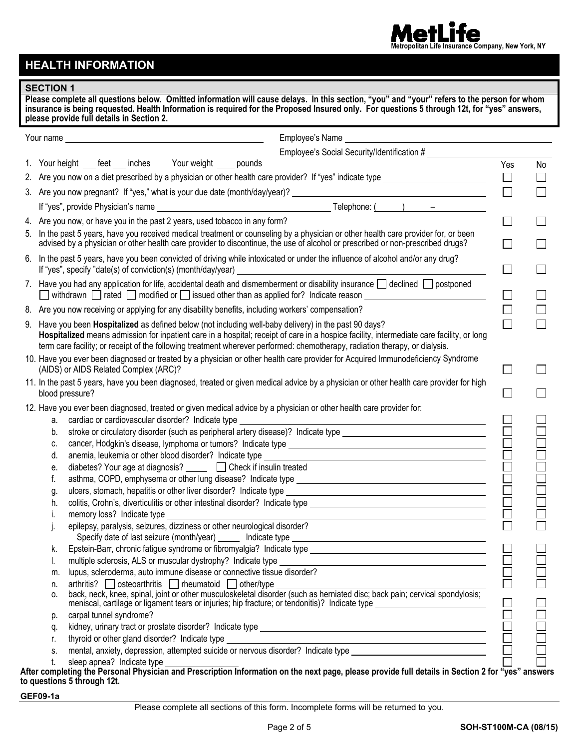MetLife
Metropolitan Life Insurance Company, New York, NY

# HEALTH INFORMATION

## SECTION 1

**Please complete all questions below. Omitted information will cause delays. In this section, "you" and "your" refers to the person for whom insurance is being requested. Health Information is required for the Proposed Insured only. For questions 5 through 12t, for "yes" answers, please provide full details in Section 2.**

Your name ____________________ Employee's Name ____________________

Employee's Social Security/Identification # ____________________

| Question | Yes | No |
|---|---|---|
| 1. Your height ___ feet ___ inches Your weight ____ pounds | | |
| 2. Are you now on a diet prescribed by a physician or other health care provider? If "yes" indicate type ____________ | ☐ | ☐ |
| 3. Are you now pregnant? If "yes," what is your due date (month/day/year)? ____________ | ☐ | ☐ |
| If "yes", provide Physician's name ____________ Telephone: ( ) – | | |
| 4. Are you now, or have you in the past 2 years, used tobacco in any form? | ☐ | ☐ |
| 5. In the past 5 years, have you received medical treatment or counseling by a physician or other health care provider for, or been advised by a physician or other health care provider to discontinue, the use of alcohol or prescribed or non-prescribed drugs? | ☐ | ☐ |
| 6. In the past 5 years, have you been convicted of driving while intoxicated or under the influence of alcohol and/or any drug? If "yes", specify "date(s) of conviction(s) (month/day/year) ____________ | ☐ | ☐ |
| 7. Have you had any application for life, accidental death and dismemberment or disability insurance ☐ declined ☐ postponed ☐ withdrawn ☐ rated ☐ modified or ☐ issued other than as applied for? Indicate reason ____________ | ☐ | ☐ |
| 8. Are you now receiving or applying for any disability benefits, including workers' compensation? | ☐ | ☐ |
| 9. Have you been **Hospitalized** as defined below (not including well-baby delivery) in the past 90 days? **Hospitalized** means admission for inpatient care in a hospital; receipt of care in a hospice facility, intermediate care facility, or long term care facility; or receipt of the following treatment wherever performed: chemotherapy, radiation therapy, or dialysis. | ☐ | ☐ |
| 10. Have you ever been diagnosed or treated by a physician or other health care provider for Acquired Immunodeficiency Syndrome (AIDS) or AIDS Related Complex (ARC)? | ☐ | ☐ |
| 11. In the past 5 years, have you been diagnosed, treated or given medical advice by a physician or other health care provider for high blood pressure? | ☐ | ☐ |
| 12. Have you ever been diagnosed, treated or given medical advice by a physician or other health care provider for: | | |
| a. cardiac or cardiovascular disorder? Indicate type ____________ | ☐ | ☐ |
| b. stroke or circulatory disorder (such as peripheral artery disease)? Indicate type ____________ | ☐ | ☐ |
| c. cancer, Hodgkin's disease, lymphoma or tumors? Indicate type ____________ | ☐ | ☐ |
| d. anemia, leukemia or other blood disorder? Indicate type ____________ | ☐ | ☐ |
| e. diabetes? Your age at diagnosis? _____ ☐ Check if insulin treated | ☐ | ☐ |
| f. asthma, COPD, emphysema or other lung disease? Indicate type ____________ | ☐ | ☐ |
| g. ulcers, stomach, hepatitis or other liver disorder? Indicate type ____________ | ☐ | ☐ |
| h. colitis, Crohn's, diverticulitis or other intestinal disorder? Indicate type ____________ | ☐ | ☐ |
| i. memory loss? Indicate type ____________ | ☐ | ☐ |
| j. epilepsy, paralysis, seizures, dizziness or other neurological disorder? Specify date of last seizure (month/year) _____ Indicate type ____________ | ☐ | ☐ |
| k. Epstein-Barr, chronic fatigue syndrome or fibromyalgia? Indicate type ____________ | ☐ | ☐ |
| l. multiple sclerosis, ALS or muscular dystrophy? Indicate type ____________ | ☐ | ☐ |
| m. lupus, scleroderma, auto immune disease or connective tissue disorder? | ☐ | ☐ |
| n. arthritis? ☐ osteoarthritis ☐ rheumatoid ☐ other/type ____________ | ☐ | ☐ |
| o. back, neck, knee, spinal, joint or other musculoskeletal disorder (such as herniated disc; back pain; cervical spondylosis; meniscal, cartilage or ligament tears or injuries; hip fracture; or tendonitis)? Indicate type ____________ | ☐ | ☐ |
| p. carpal tunnel syndrome? | ☐ | ☐ |
| q. kidney, urinary tract or prostate disorder? Indicate type ____________ | ☐ | ☐ |
| r. thyroid or other gland disorder? Indicate type ____________ | ☐ | ☐ |
| s. mental, anxiety, depression, attempted suicide or nervous disorder? Indicate type ____________ | ☐ | ☐ |
| t. sleep apnea? Indicate type ____________ | ☐ | ☐ |

**After completing the Personal Physician and Prescription Information on the next page, please provide full details in Section 2 for "yes" answers to questions 5 through 12t.**

**GEF09-1a**

Please complete all sections of this form. Incomplete forms will be returned to you.

SOH-ST100M-CA (08/15)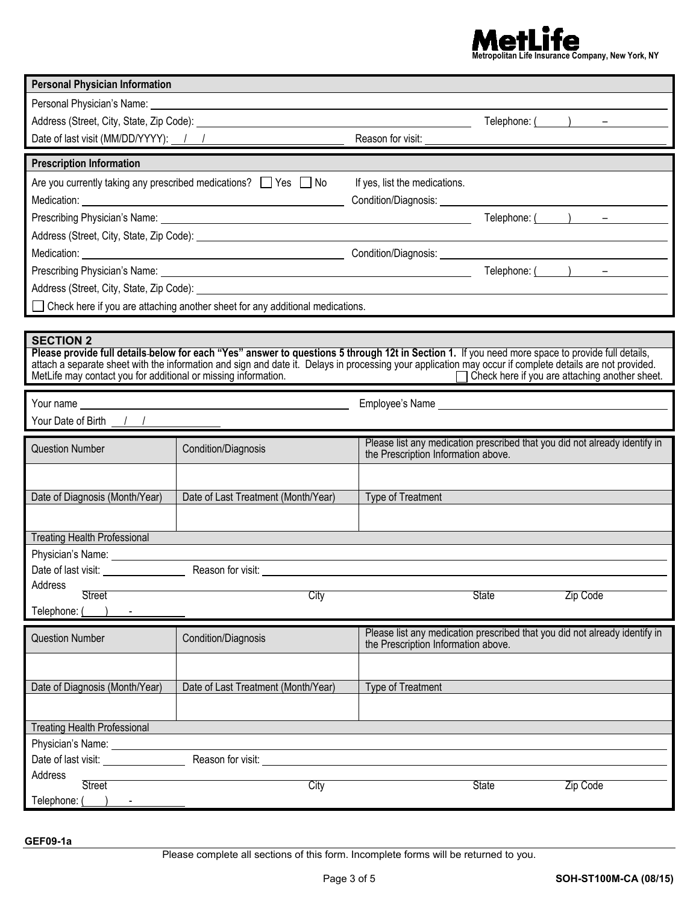**MetLife**
Metropolitan Life Insurance Company, New York, NY

## Personal Physician Information

Personal Physician's Name: \_\_\_\_\_\_\_\_\_\_\_\_\_\_\_\_\_\_\_\_

Address (Street, City, State, Zip Code): \_\_\_\_\_\_\_\_\_\_\_\_\_\_\_\_\_\_\_\_ Telephone: ( ) –

Date of last visit (MM/DD/YYYY): / / Reason for visit: \_\_\_\_\_\_\_\_\_\_\_\_\_\_\_\_\_\_\_\_

## Prescription Information

Are you currently taking any prescribed medications? ☐ Yes ☐ No If yes, list the medications.

Medication: \_\_\_\_\_\_\_\_\_\_\_\_\_\_\_\_\_\_\_\_ Condition/Diagnosis: \_\_\_\_\_\_\_\_\_\_\_\_\_\_\_\_\_\_\_\_

Prescribing Physician's Name: \_\_\_\_\_\_\_\_\_\_\_\_\_\_\_\_\_\_\_\_ Telephone: ( ) –

Address (Street, City, State, Zip Code): \_\_\_\_\_\_\_\_\_\_\_\_\_\_\_\_\_\_\_\_

Medication: \_\_\_\_\_\_\_\_\_\_\_\_\_\_\_\_\_\_\_\_ Condition/Diagnosis: \_\_\_\_\_\_\_\_\_\_\_\_\_\_\_\_\_\_\_\_

Prescribing Physician's Name: \_\_\_\_\_\_\_\_\_\_\_\_\_\_\_\_\_\_\_\_ Telephone: ( ) –

Address (Street, City, State, Zip Code): \_\_\_\_\_\_\_\_\_\_\_\_\_\_\_\_\_\_\_\_

☐ Check here if you are attaching another sheet for any additional medications.

## SECTION 2

**Please provide full details below for each "Yes" answer to questions 5 through 12t in Section 1.** If you need more space to provide full details, attach a separate sheet with the information and sign and date it. Delays in processing your application may occur if complete details are not provided. MetLife may contact you for additional or missing information. ☐ Check here if you are attaching another sheet.

Your name \_\_\_\_\_\_\_\_\_\_\_\_\_\_\_\_\_\_\_\_ Employee's Name \_\_\_\_\_\_\_\_\_\_\_\_\_\_\_\_\_\_\_\_

Your Date of Birth / /

| Question Number | Condition/Diagnosis | Please list any medication prescribed that you did not already identify in the Prescription Information above. |
|---|---|---|
| | | |
| **Date of Diagnosis (Month/Year)** | **Date of Last Treatment (Month/Year)** | **Type of Treatment** |
| | | |

**Treating Health Professional**

Physician's Name: \_\_\_\_\_\_\_\_\_\_\_\_\_\_\_\_\_\_\_\_

Date of last visit: \_\_\_\_\_\_\_\_\_\_ Reason for visit: \_\_\_\_\_\_\_\_\_\_\_\_\_\_\_\_\_\_\_\_

Address \_\_\_\_\_\_\_\_\_\_\_\_\_\_\_\_\_\_\_\_
Street City State Zip Code

Telephone: ( ) -

| Question Number | Condition/Diagnosis | Please list any medication prescribed that you did not already identify in the Prescription Information above. |
|---|---|---|
| | | |
| **Date of Diagnosis (Month/Year)** | **Date of Last Treatment (Month/Year)** | **Type of Treatment** |
| | | |

**Treating Health Professional**

Physician's Name: \_\_\_\_\_\_\_\_\_\_\_\_\_\_\_\_\_\_\_\_

Date of last visit: \_\_\_\_\_\_\_\_\_\_ Reason for visit: \_\_\_\_\_\_\_\_\_\_\_\_\_\_\_\_\_\_\_\_

Address \_\_\_\_\_\_\_\_\_\_\_\_\_\_\_\_\_\_\_\_
Street City State Zip Code

Telephone: ( ) -

GEF09-1a

Please complete all sections of this form. Incomplete forms will be returned to you.

SOH-ST100M-CA (08/15)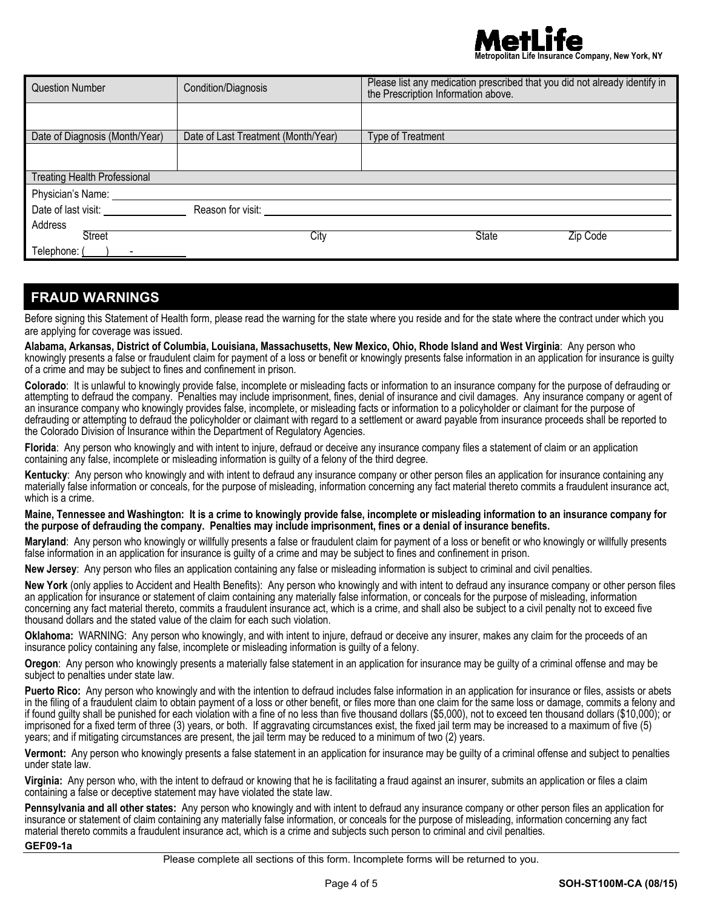| Question Number | Condition/Diagnosis | Please list any medication prescribed that you did not already identify in the Prescription Information above. |
| --- | --- | --- |
| | | |
| Date of Diagnosis (Month/Year) | Date of Last Treatment (Month/Year) | Type of Treatment |
| | | |

**Treating Health Professional**

Physician's Name: ____________________

Date of last visit: ______________ Reason for visit: ____________________

Address ____________________
Street City State Zip Code

Telephone: (____) ____-________

## FRAUD WARNINGS

Before signing this Statement of Health form, please read the warning for the state where you reside and for the state where the contract under which you are applying for coverage was issued.

**Alabama, Arkansas, District of Columbia, Louisiana, Massachusetts, New Mexico, Ohio, Rhode Island and West Virginia**: Any person who knowingly presents a false or fraudulent claim for payment of a loss or benefit or knowingly presents false information in an application for insurance is guilty of a crime and may be subject to fines and confinement in prison.

**Colorado**: It is unlawful to knowingly provide false, incomplete or misleading facts or information to an insurance company for the purpose of defrauding or attempting to defraud the company. Penalties may include imprisonment, fines, denial of insurance and civil damages. Any insurance company or agent of an insurance company who knowingly provides false, incomplete, or misleading facts or information to a policyholder or claimant for the purpose of defrauding or attempting to defraud the policyholder or claimant with regard to a settlement or award payable from insurance proceeds shall be reported to the Colorado Division of Insurance within the Department of Regulatory Agencies.

**Florida**: Any person who knowingly and with intent to injure, defraud or deceive any insurance company files a statement of claim or an application containing any false, incomplete or misleading information is guilty of a felony of the third degree.

**Kentucky**: Any person who knowingly and with intent to defraud any insurance company or other person files an application for insurance containing any materially false information or conceals, for the purpose of misleading, information concerning any fact material thereto commits a fraudulent insurance act, which is a crime.

**Maine, Tennessee and Washington: It is a crime to knowingly provide false, incomplete or misleading information to an insurance company for the purpose of defrauding the company. Penalties may include imprisonment, fines or a denial of insurance benefits.**

**Maryland**: Any person who knowingly or willfully presents a false or fraudulent claim for payment of a loss or benefit or who knowingly or willfully presents false information in an application for insurance is guilty of a crime and may be subject to fines and confinement in prison.

**New Jersey**: Any person who files an application containing any false or misleading information is subject to criminal and civil penalties.

**New York** (only applies to Accident and Health Benefits): Any person who knowingly and with intent to defraud any insurance company or other person files an application for insurance or statement of claim containing any materially false information, or conceals for the purpose of misleading, information concerning any fact material thereto, commits a fraudulent insurance act, which is a crime, and shall also be subject to a civil penalty not to exceed five thousand dollars and the stated value of the claim for each such violation.

**Oklahoma:** WARNING: Any person who knowingly, and with intent to injure, defraud or deceive any insurer, makes any claim for the proceeds of an insurance policy containing any false, incomplete or misleading information is guilty of a felony.

**Oregon**: Any person who knowingly presents a materially false statement in an application for insurance may be guilty of a criminal offense and may be subject to penalties under state law.

**Puerto Rico:** Any person who knowingly and with the intention to defraud includes false information in an application for insurance or files, assists or abets in the filing of a fraudulent claim to obtain payment of a loss or other benefit, or files more than one claim for the same loss or damage, commits a felony and if found guilty shall be punished for each violation with a fine of no less than five thousand dollars ($5,000), not to exceed ten thousand dollars ($10,000); or imprisoned for a fixed term of three (3) years, or both. If aggravating circumstances exist, the fixed jail term may be increased to a maximum of five (5) years; and if mitigating circumstances are present, the jail term may be reduced to a minimum of two (2) years.

**Vermont:** Any person who knowingly presents a false statement in an application for insurance may be guilty of a criminal offense and subject to penalties under state law.

**Virginia:** Any person who, with the intent to defraud or knowing that he is facilitating a fraud against an insurer, submits an application or files a claim containing a false or deceptive statement may have violated the state law.

**Pennsylvania and all other states:** Any person who knowingly and with intent to defraud any insurance company or other person files an application for insurance or statement of claim containing any materially false information, or conceals for the purpose of misleading, information concerning any fact material thereto commits a fraudulent insurance act, which is a crime and subjects such person to criminal and civil penalties.

**GEF09-1a**

Please complete all sections of this form. Incomplete forms will be returned to you.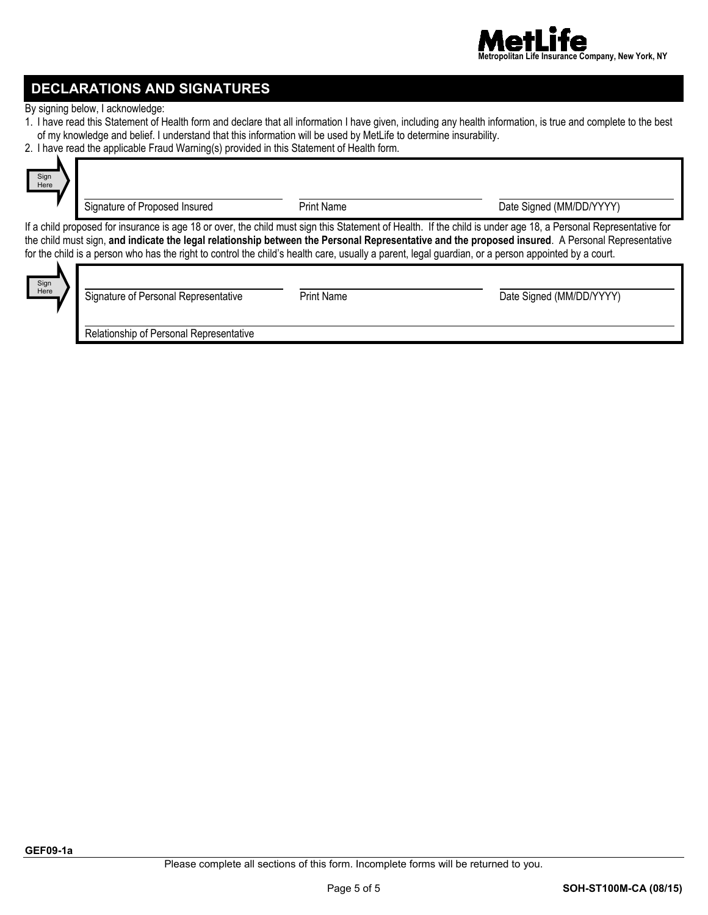# DECLARATIONS AND SIGNATURES

By signing below, I acknowledge:

1. I have read this Statement of Health form and declare that all information I have given, including any health information, is true and complete to the best of my knowledge and belief. I understand that this information will be used by MetLife to determine insurability.
2. I have read the applicable Fraud Warning(s) provided in this Statement of Health form.

Sign Here

| Signature of Proposed Insured | Print Name | Date Signed (MM/DD/YYYY) |
|---|---|---|
| | | |

If a child proposed for insurance is age 18 or over, the child must sign this Statement of Health. If the child is under age 18, a Personal Representative for the child must sign, **and indicate the legal relationship between the Personal Representative and the proposed insured**. A Personal Representative for the child is a person who has the right to control the child's health care, usually a parent, legal guardian, or a person appointed by a court.

Sign Here

| Signature of Personal Representative | Print Name | Date Signed (MM/DD/YYYY) |
|---|---|---|
| | | |

Relationship of Personal Representative

GEF09-1a

Please complete all sections of this form. Incomplete forms will be returned to you.

SOH-ST100M-CA (08/15)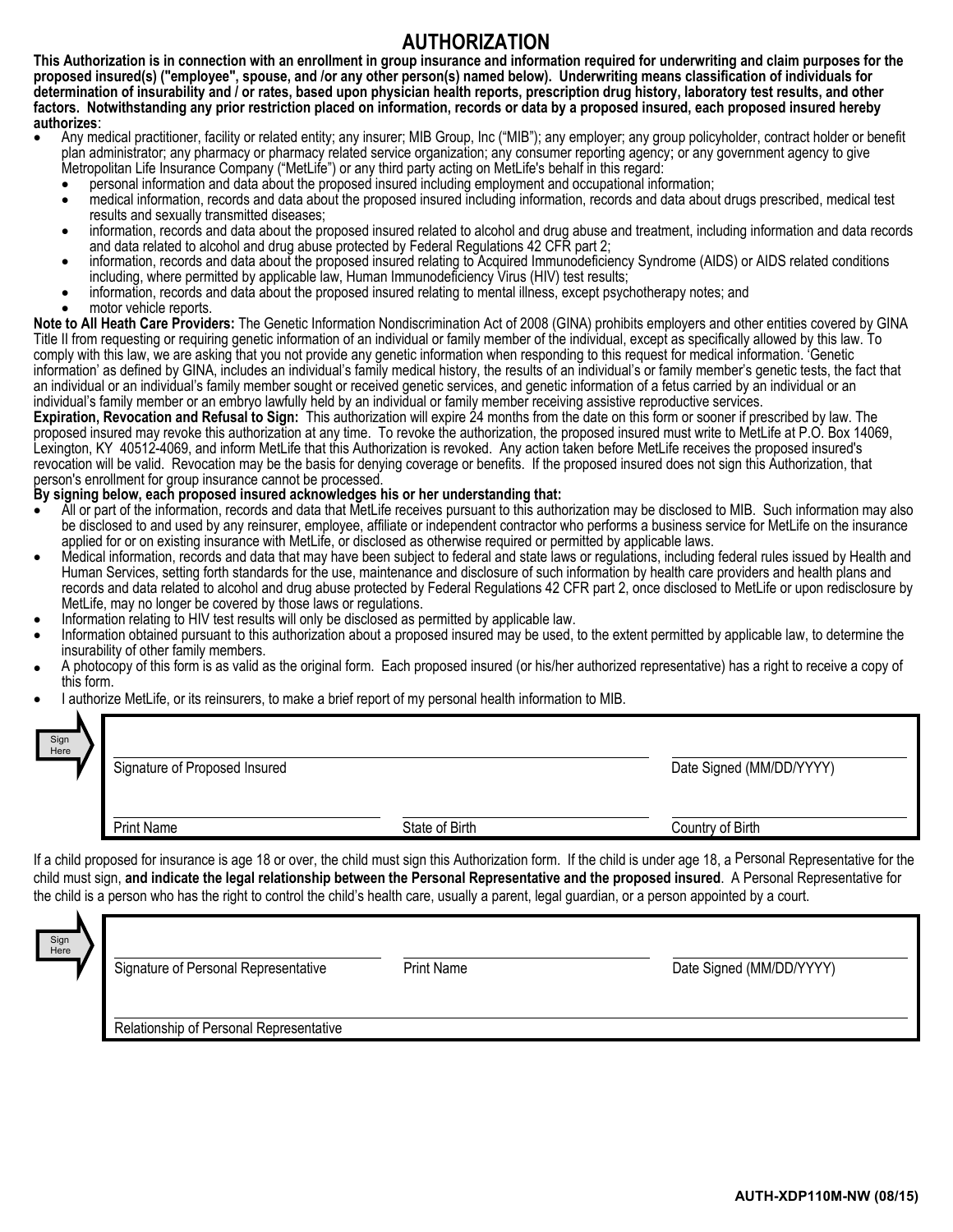# AUTHORIZATION

**This Authorization is in connection with an enrollment in group insurance and information required for underwriting and claim purposes for the proposed insured(s) ("employee", spouse, and /or any other person(s) named below). Underwriting means classification of individuals for determination of insurability and / or rates, based upon physician health reports, prescription drug history, laboratory test results, and other factors. Notwithstanding any prior restriction placed on information, records or data by a proposed insured, each proposed insured hereby authorizes**:

- Any medical practitioner, facility or related entity; any insurer; MIB Group, Inc ("MIB"); any employer; any group policyholder, contract holder or benefit plan administrator; any pharmacy or pharmacy related service organization; any consumer reporting agency; or any government agency to give Metropolitan Life Insurance Company ("MetLife") or any third party acting on MetLife's behalf in this regard:
  - personal information and data about the proposed insured including employment and occupational information;
  - medical information, records and data about the proposed insured including information, records and data about drugs prescribed, medical test results and sexually transmitted diseases;
  - information, records and data about the proposed insured related to alcohol and drug abuse and treatment, including information and data records and data related to alcohol and drug abuse protected by Federal Regulations 42 CFR part 2;
  - information, records and data about the proposed insured relating to Acquired Immunodeficiency Syndrome (AIDS) or AIDS related conditions including, where permitted by applicable law, Human Immunodeficiency Virus (HIV) test results;
  - information, records and data about the proposed insured relating to mental illness, except psychotherapy notes; and
  - motor vehicle reports.

**Note to All Heath Care Providers:** The Genetic Information Nondiscrimination Act of 2008 (GINA) prohibits employers and other entities covered by GINA Title II from requesting or requiring genetic information of an individual or family member of the individual, except as specifically allowed by this law. To comply with this law, we are asking that you not provide any genetic information when responding to this request for medical information. 'Genetic information' as defined by GINA, includes an individual's family medical history, the results of an individual's or family member's genetic tests, the fact that an individual or an individual's family member sought or received genetic services, and genetic information of a fetus carried by an individual or an individual's family member or an embryo lawfully held by an individual or family member receiving assistive reproductive services.

**Expiration, Revocation and Refusal to Sign:** This authorization will expire 24 months from the date on this form or sooner if prescribed by law. The proposed insured may revoke this authorization at any time. To revoke the authorization, the proposed insured must write to MetLife at P.O. Box 14069, Lexington, KY 40512-4069, and inform MetLife that this Authorization is revoked. Any action taken before MetLife receives the proposed insured's revocation will be valid. Revocation may be the basis for denying coverage or benefits. If the proposed insured does not sign this Authorization, that person's enrollment for group insurance cannot be processed.

**By signing below, each proposed insured acknowledges his or her understanding that:**

- All or part of the information, records and data that MetLife receives pursuant to this authorization may be disclosed to MIB. Such information may also be disclosed to and used by any reinsurer, employee, affiliate or independent contractor who performs a business service for MetLife on the insurance applied for or on existing insurance with MetLife, or disclosed as otherwise required or permitted by applicable laws.
- Medical information, records and data that may have been subject to federal and state laws or regulations, including federal rules issued by Health and Human Services, setting forth standards for the use, maintenance and disclosure of such information by health care providers and health plans and records and data related to alcohol and drug abuse protected by Federal Regulations 42 CFR part 2, once disclosed to MetLife or upon redisclosure by MetLife, may no longer be covered by those laws or regulations.
- Information relating to HIV test results will only be disclosed as permitted by applicable law.
- Information obtained pursuant to this authorization about a proposed insured may be used, to the extent permitted by applicable law, to determine the insurability of other family members.
- A photocopy of this form is as valid as the original form. Each proposed insured (or his/her authorized representative) has a right to receive a copy of this form.
- I authorize MetLife, or its reinsurers, to make a brief report of my personal health information to MIB.

Sign Here

| Signature of Proposed Insured | | Date Signed (MM/DD/YYYY) |
|---|---|---|
| Print Name | State of Birth | Country of Birth |

If a child proposed for insurance is age 18 or over, the child must sign this Authorization form. If the child is under age 18, a Personal Representative for the child must sign, **and indicate the legal relationship between the Personal Representative and the proposed insured**. A Personal Representative for the child is a person who has the right to control the child's health care, usually a parent, legal guardian, or a person appointed by a court.

Sign Here

| Signature of Personal Representative | Print Name | Date Signed (MM/DD/YYYY) |
|---|---|---|
| Relationship of Personal Representative | | |

AUTH-XDP110M-NW (08/15)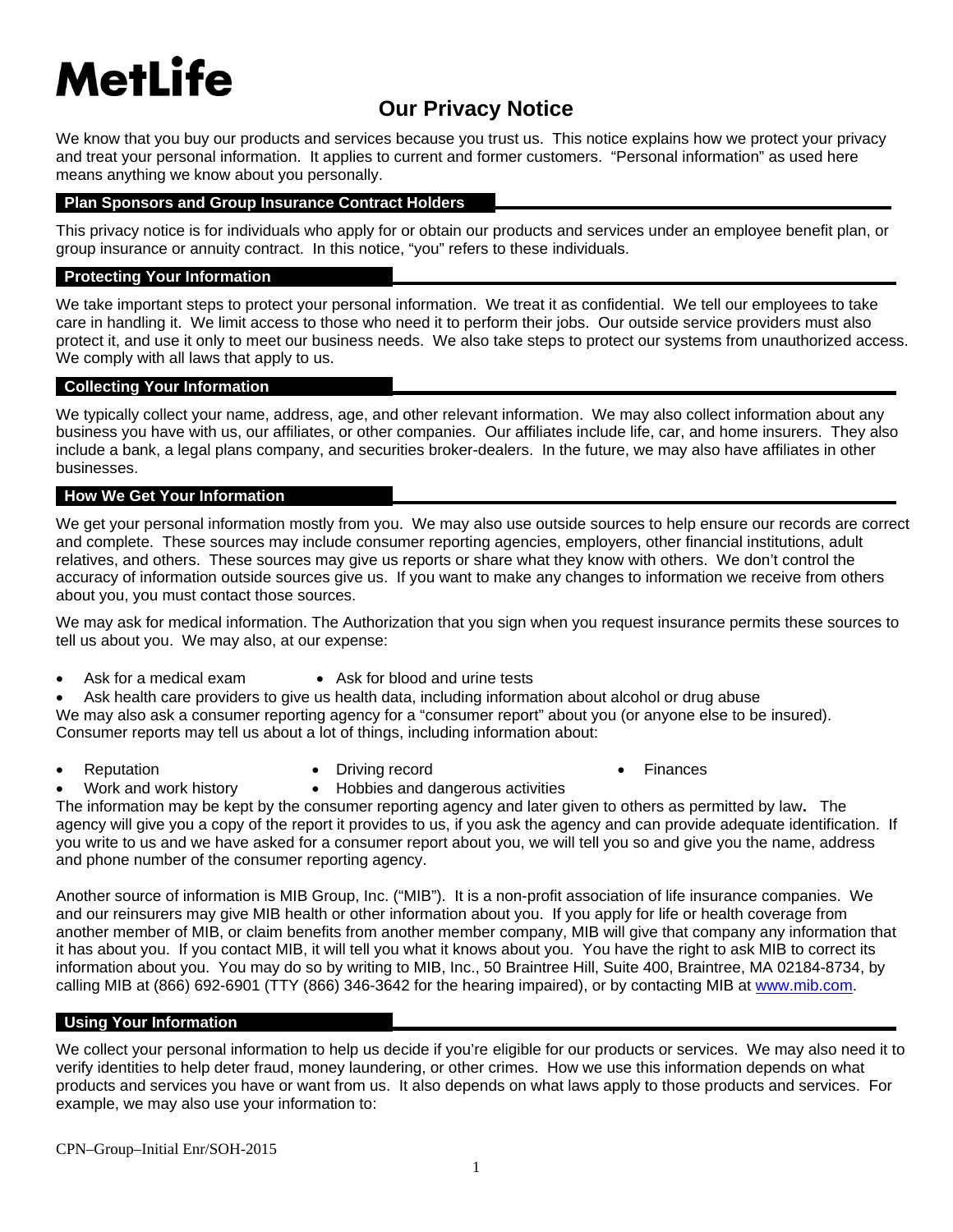# MetLife

## Our Privacy Notice

We know that you buy our products and services because you trust us. This notice explains how we protect your privacy and treat your personal information. It applies to current and former customers. "Personal information" as used here means anything we know about you personally.

### Plan Sponsors and Group Insurance Contract Holders

This privacy notice is for individuals who apply for or obtain our products and services under an employee benefit plan, or group insurance or annuity contract. In this notice, "you" refers to these individuals.

### Protecting Your Information

We take important steps to protect your personal information. We treat it as confidential. We tell our employees to take care in handling it. We limit access to those who need it to perform their jobs. Our outside service providers must also protect it, and use it only to meet our business needs. We also take steps to protect our systems from unauthorized access. We comply with all laws that apply to us.

### Collecting Your Information

We typically collect your name, address, age, and other relevant information. We may also collect information about any business you have with us, our affiliates, or other companies. Our affiliates include life, car, and home insurers. They also include a bank, a legal plans company, and securities broker-dealers. In the future, we may also have affiliates in other businesses.

### How We Get Your Information

We get your personal information mostly from you. We may also use outside sources to help ensure our records are correct and complete. These sources may include consumer reporting agencies, employers, other financial institutions, adult relatives, and others. These sources may give us reports or share what they know with others. We don't control the accuracy of information outside sources give us. If you want to make any changes to information we receive from others about you, you must contact those sources.

We may ask for medical information. The Authorization that you sign when you request insurance permits these sources to tell us about you. We may also, at our expense:

- Ask for a medical exam
- Ask for blood and urine tests
- Ask health care providers to give us health data, including information about alcohol or drug abuse

We may also ask a consumer reporting agency for a "consumer report" about you (or anyone else to be insured). Consumer reports may tell us about a lot of things, including information about:

- Reputation
- Driving record
- Finances
- Work and work history
- Hobbies and dangerous activities

The information may be kept by the consumer reporting agency and later given to others as permitted by law**.** The agency will give you a copy of the report it provides to us, if you ask the agency and can provide adequate identification. If you write to us and we have asked for a consumer report about you, we will tell you so and give you the name, address and phone number of the consumer reporting agency.

Another source of information is MIB Group, Inc. ("MIB"). It is a non-profit association of life insurance companies. We and our reinsurers may give MIB health or other information about you. If you apply for life or health coverage from another member of MIB, or claim benefits from another member company, MIB will give that company any information that it has about you. If you contact MIB, it will tell you what it knows about you. You have the right to ask MIB to correct its information about you. You may do so by writing to MIB, Inc., 50 Braintree Hill, Suite 400, Braintree, MA 02184-8734, by calling MIB at (866) 692-6901 (TTY (866) 346-3642 for the hearing impaired), or by contacting MIB at www.mib.com.

### Using Your Information

We collect your personal information to help us decide if you're eligible for our products or services. We may also need it to verify identities to help deter fraud, money laundering, or other crimes. How we use this information depends on what products and services you have or want from us. It also depends on what laws apply to those products and services. For example, we may also use your information to:

CPN–Group–Initial Enr/SOH-2015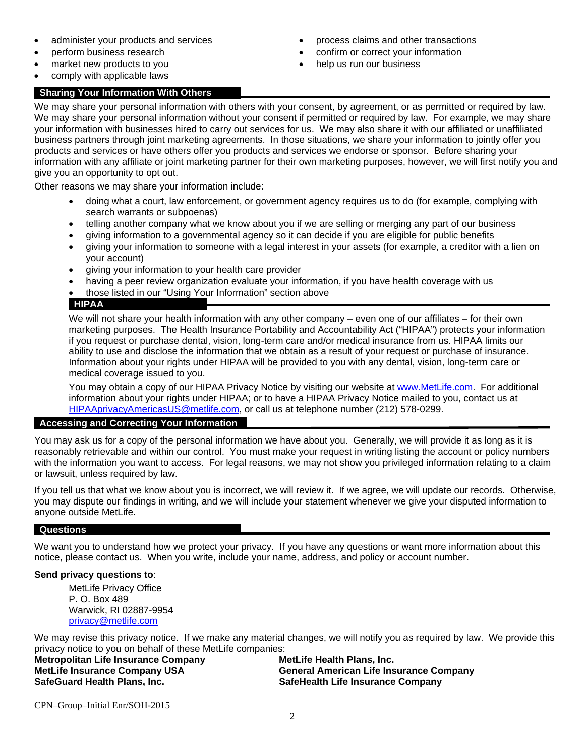- administer your products and services
- perform business research
- market new products to you
- comply with applicable laws
- process claims and other transactions
- confirm or correct your information
- help us run our business

## Sharing Your Information With Others

We may share your personal information with others with your consent, by agreement, or as permitted or required by law. We may share your personal information without your consent if permitted or required by law. For example, we may share your information with businesses hired to carry out services for us. We may also share it with our affiliated or unaffiliated business partners through joint marketing agreements. In those situations, we share your information to jointly offer you products and services or have others offer you products and services we endorse or sponsor. Before sharing your information with any affiliate or joint marketing partner for their own marketing purposes, however, we will first notify you and give you an opportunity to opt out.

Other reasons we may share your information include:

- doing what a court, law enforcement, or government agency requires us to do (for example, complying with search warrants or subpoenas)
- telling another company what we know about you if we are selling or merging any part of our business
- giving information to a governmental agency so it can decide if you are eligible for public benefits
- giving your information to someone with a legal interest in your assets (for example, a creditor with a lien on your account)
- giving your information to your health care provider
- having a peer review organization evaluate your information, if you have health coverage with us
- those listed in our "Using Your Information" section above

### HIPAA

We will not share your health information with any other company – even one of our affiliates – for their own marketing purposes. The Health Insurance Portability and Accountability Act ("HIPAA") protects your information if you request or purchase dental, vision, long-term care and/or medical insurance from us. HIPAA limits our ability to use and disclose the information that we obtain as a result of your request or purchase of insurance. Information about your rights under HIPAA will be provided to you with any dental, vision, long-term care or medical coverage issued to you.

You may obtain a copy of our HIPAA Privacy Notice by visiting our website at www.MetLife.com. For additional information about your rights under HIPAA; or to have a HIPAA Privacy Notice mailed to you, contact us at HIPAAprivacyAmericasUS@metlife.com, or call us at telephone number (212) 578-0299.

## Accessing and Correcting Your Information

You may ask us for a copy of the personal information we have about you. Generally, we will provide it as long as it is reasonably retrievable and within our control. You must make your request in writing listing the account or policy numbers with the information you want to access. For legal reasons, we may not show you privileged information relating to a claim or lawsuit, unless required by law.

If you tell us that what we know about you is incorrect, we will review it. If we agree, we will update our records. Otherwise, you may dispute our findings in writing, and we will include your statement whenever we give your disputed information to anyone outside MetLife.

## Questions

We want you to understand how we protect your privacy. If you have any questions or want more information about this notice, please contact us. When you write, include your name, address, and policy or account number.

**Send privacy questions to**:

MetLife Privacy Office
P. O. Box 489
Warwick, RI 02887-9954
privacy@metlife.com

We may revise this privacy notice. If we make any material changes, we will notify you as required by law. We provide this privacy notice to you on behalf of these MetLife companies:

**Metropolitan Life Insurance Company**
**MetLife Insurance Company USA**
**SafeGuard Health Plans, Inc.**
**MetLife Health Plans, Inc.**
**General American Life Insurance Company**
**SafeHealth Life Insurance Company**

CPN–Group–Initial Enr/SOH-2015